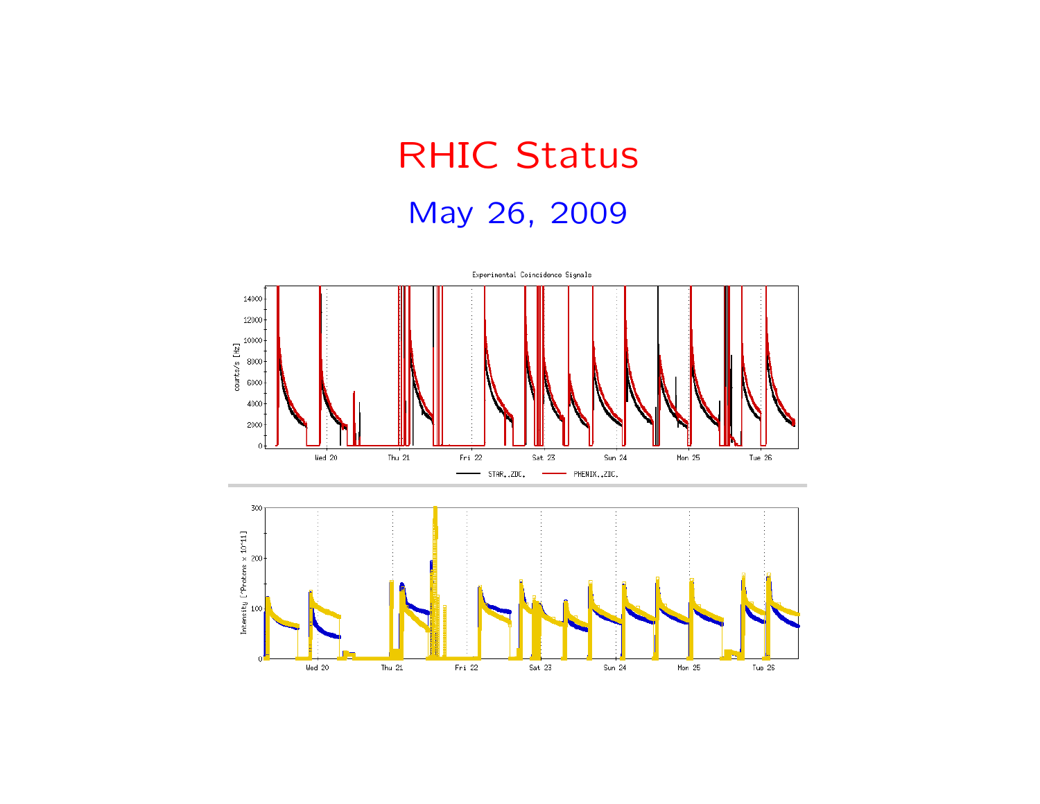# RHIC Status

## May 26, 2009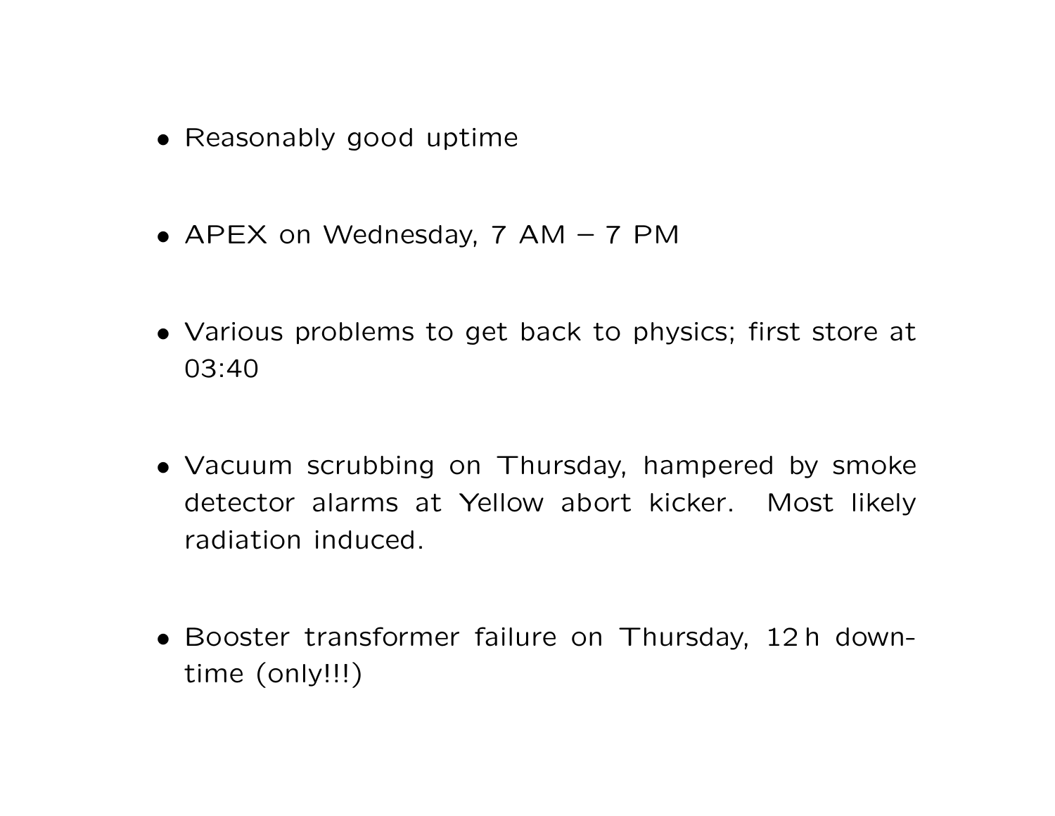- Reasonably good uptime
- APEX on Wednesday, 7 AM – 7 PM
- Various problems to get back to physics; first store at 03:40
- Vacuum scrubbing on Thursday, hampered by smoke detector alarms at Yellow abort kicker. Most likely radiation induced.
- Booster transformer failure on Thursday, 12 h downtime (only!!!)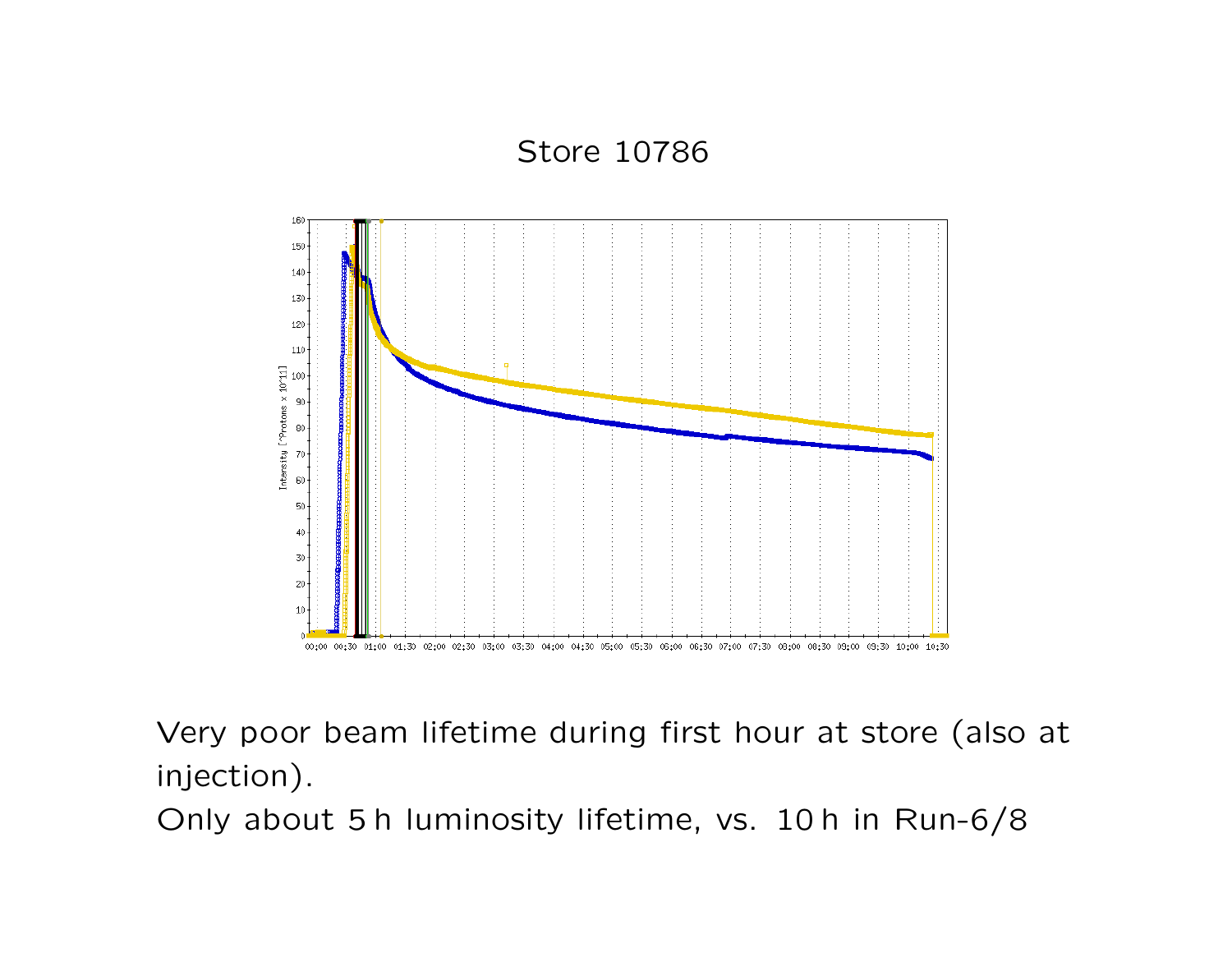# Store 10786

Very poor beam lifetime during first hour at store (also at injection).

Only about 5 h luminosity lifetime, vs. 10 h in Run-6/8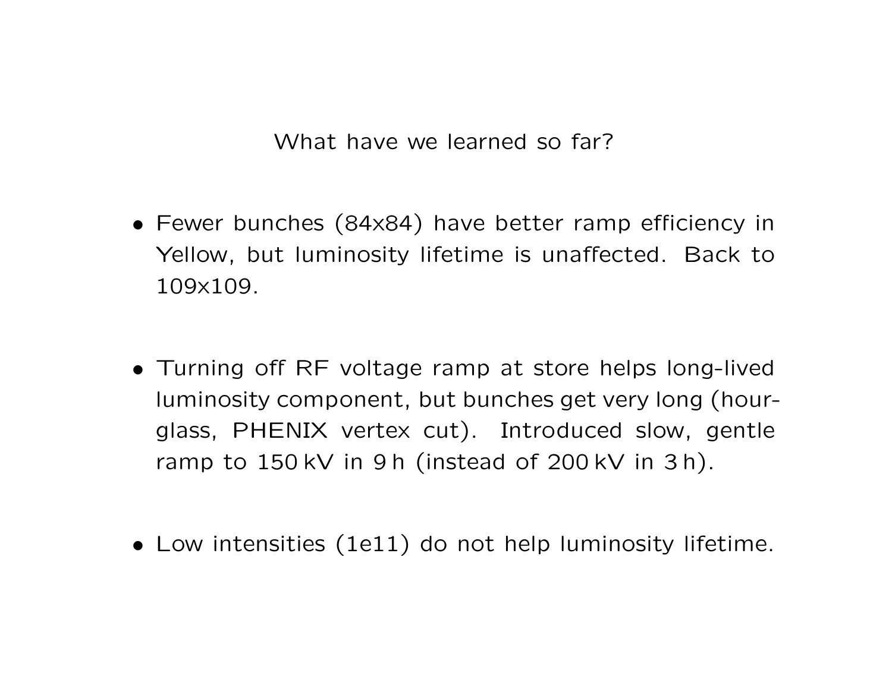# What have we learned so far?

- Fewer bunches (84x84) have better ramp efficiency in Yellow, but luminosity lifetime is unaffected. Back to 109x109.

- Turning off RF voltage ramp at store helps long-lived luminosity component, but bunches get very long (hourglass, PHENIX vertex cut). Introduced slow, gentle ramp to 150 kV in 9 h (instead of 200 kV in 3 h).

- Low intensities (1e11) do not help luminosity lifetime.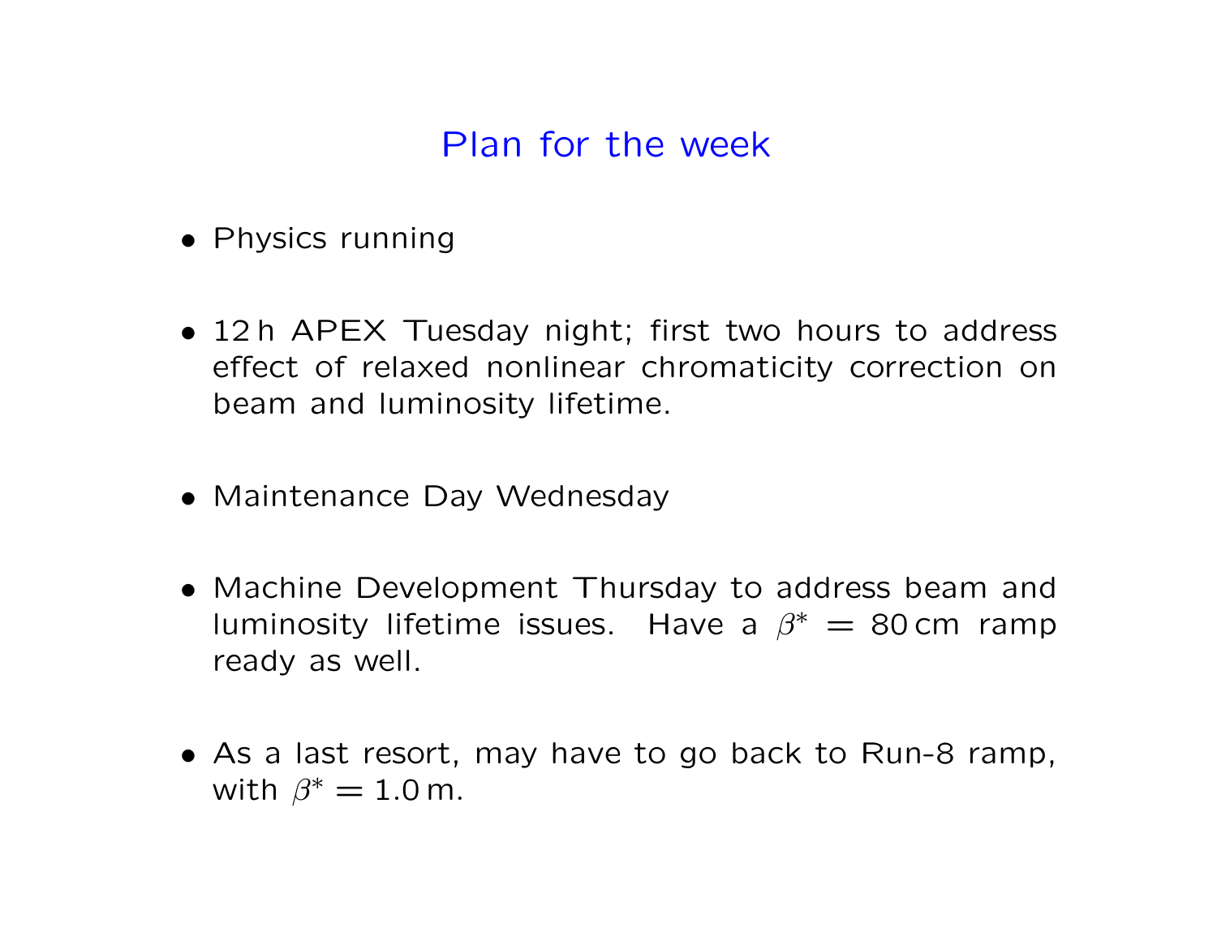# Plan for the week

- Physics running

- 12 h APEX Tuesday night; first two hours to address effect of relaxed nonlinear chromaticity correction on beam and luminosity lifetime.

- Maintenance Day Wednesday

- Machine Development Thursday to address beam and luminosity lifetime issues. Have a $\beta^* = 80\,\text{cm}$ ramp ready as well.

- As a last resort, may have to go back to Run-8 ramp, with $\beta^* = 1.0\,\text{m}$.